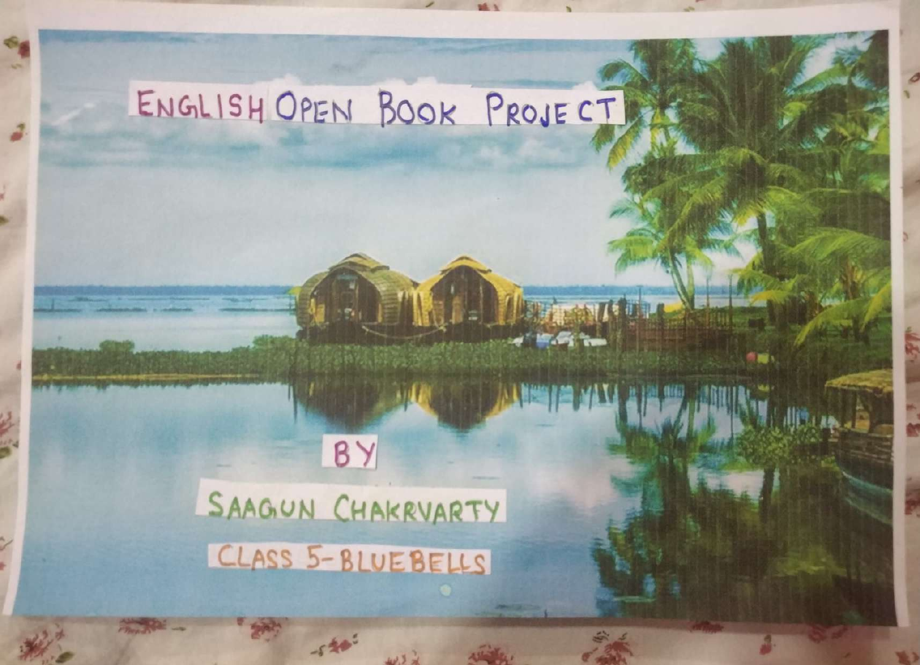# ENGLISH OPEN BOOK PROJECT

BY

SAAGUN CHAKRVARTY

CLASS 5- BLUEBELLS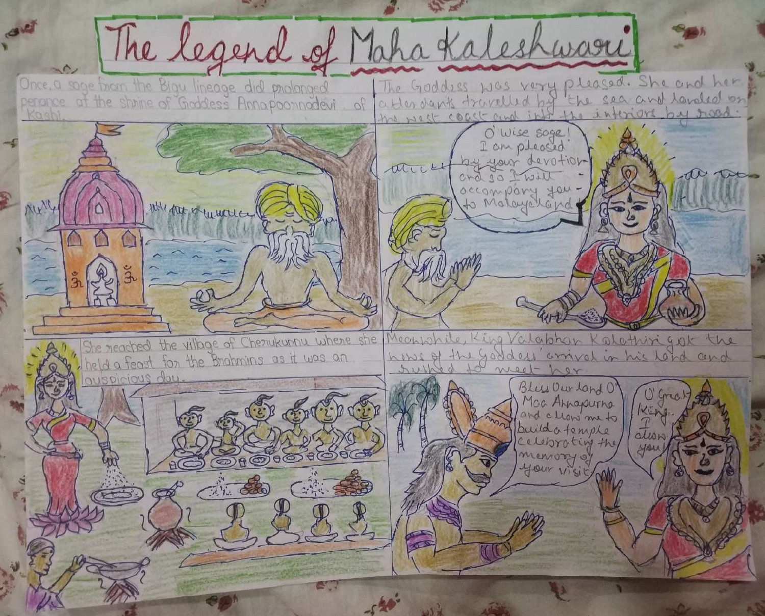# The legend of Maha Kaleshwari

Once, a sage from the Bigu lineage did prolonged penance at the shrine of Goddess Annapoornadevi of Kashi.

The Goddess was very pleased. She and her attendants travelled by the sea and landed on the west coast and into the interiors by road.

O' Wise sage! I am pleased by your devotion and so I will accompany you to Malayalaland.

She reached the village of Cherukunnu where she held a feast for the Brahmins as it was an auspicious day.

Meanwhile, King Valabhan Kolathiri got the news of the Goddess' arrival in his land and rushed to meet her.

Bless our land O' Maa Annapurna and allow me to build a temple celebrating the memory of your visit.

O' Great King. I allow you!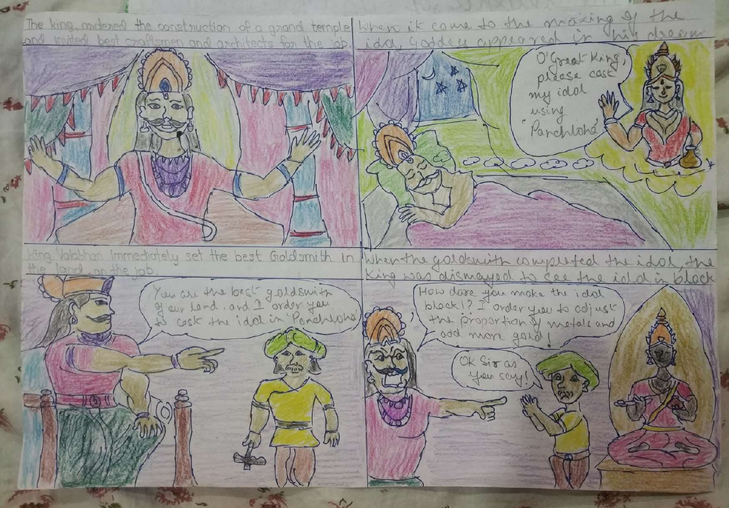The king ordered the construction of a grand temple and invited best craftsmen and architects for the job.

When it came to the making of the idol, Goddess appeared in his dream.

O'Great King, please cast my idol using 'Panchloha'

King Valabhan immediately set the best Goldsmith in the land on the job.

You are the best goldsmith of our land, and I order you to cast the idol in 'Panchloha'

When the goldsmith completed the idol, the King was dismayed to see the idol in black

How dare you make the idol black!? I order you to adjust the proportion of metals and add more gold!

Ok Sir as you say!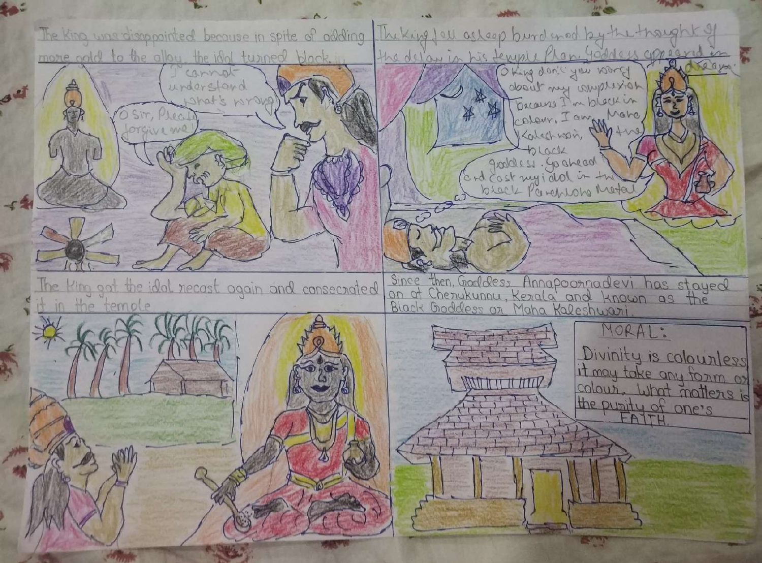The King was disappointed because in spite of adding more gold to the alloy, the idol turned black.

I cannot understand what's wrong!

O Sir, Please forgive me!

The King fell asleep burdened by the thought of the delay in his temple Plan. Goddess appeared in dream.

O King don't you worry about my complexion because I'm black in colour. I am Maha Kaleshwari, the black goddess. Go ahead and cast my idol in the black Panchloha Metal.

The King got the idol recast again and consecrated it in the temple.

Since then, Goddess Annapoornadevi has stayed on at Cherukunnu, Kerala and known as the Black Goddess or Maha Kaleshwari.

MORAL:

Divinity is colourless it may take any form or colour. What matters is the purity of one's FAITH.